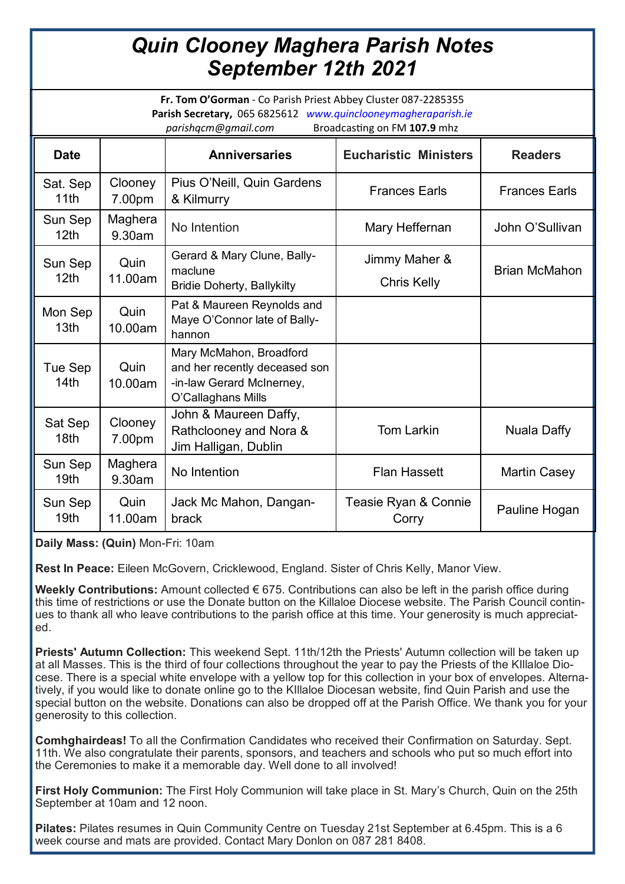# *Quin Clooney Maghera Parish Notes*
# *September 12th 2021*

**Fr. Tom O'Gorman** - Co Parish Priest Abbey Cluster 087-2285355
**Parish Secretary,** 065 6825612 *www.quinclooneymagheraparish.ie*
*parishqcm@gmail.com* Broadcasting on FM **107.9** mhz

| Date | | Anniversaries | Eucharistic Ministers | Readers |
|---|---|---|---|---|
| Sat. Sep 11th | Clooney 7.00pm | Pius O'Neill, Quin Gardens & Kilmurry | Frances Earls | Frances Earls |
| Sun Sep 12th | Maghera 9.30am | No Intention | Mary Heffernan | John O'Sullivan |
| Sun Sep 12th | Quin 11.00am | Gerard & Mary Clune, Ballymaclune Bridie Doherty, Ballykilty | Jimmy Maher & Chris Kelly | Brian McMahon |
| Mon Sep 13th | Quin 10.00am | Pat & Maureen Reynolds and Maye O'Connor late of Ballyhannon | | |
| Tue Sep 14th | Quin 10.00am | Mary McMahon, Broadford and her recently deceased son-in-law Gerard McInerney, O'Callaghans Mills | | |
| Sat Sep 18th | Clooney 7.00pm | John & Maureen Daffy, Rathclooney and Nora & Jim Halligan, Dublin | Tom Larkin | Nuala Daffy |
| Sun Sep 19th | Maghera 9.30am | No Intention | Flan Hassett | Martin Casey |
| Sun Sep 19th | Quin 11.00am | Jack Mc Mahon, Danganbrack | Teasie Ryan & Connie Corry | Pauline Hogan |

**Daily Mass: (Quin)** Mon-Fri: 10am

**Rest In Peace:** Eileen McGovern, Cricklewood, England. Sister of Chris Kelly, Manor View.

**Weekly Contributions:** Amount collected € 675. Contributions can also be left in the parish office during this time of restrictions or use the Donate button on the Killaloe Diocese website. The Parish Council continues to thank all who leave contributions to the parish office at this time. Your generosity is much appreciated.

**Priests' Autumn Collection:** This weekend Sept. 11th/12th the Priests' Autumn collection will be taken up at all Masses. This is the third of four collections throughout the year to pay the Priests of the KIllaloe Diocese. There is a special white envelope with a yellow top for this collection in your box of envelopes. Alternatively, if you would like to donate online go to the KIllaloe Diocesan website, find Quin Parish and use the special button on the website. Donations can also be dropped off at the Parish Office. We thank you for your generosity to this collection.

**Comhghairdeas!** To all the Confirmation Candidates who received their Confirmation on Saturday. Sept. 11th. We also congratulate their parents, sponsors, and teachers and schools who put so much effort into the Ceremonies to make it a memorable day. Well done to all involved!

**First Holy Communion:** The First Holy Communion will take place in St. Mary's Church, Quin on the 25th September at 10am and 12 noon.

**Pilates:** Pilates resumes in Quin Community Centre on Tuesday 21st September at 6.45pm. This is a 6 week course and mats are provided. Contact Mary Donlon on 087 281 8408.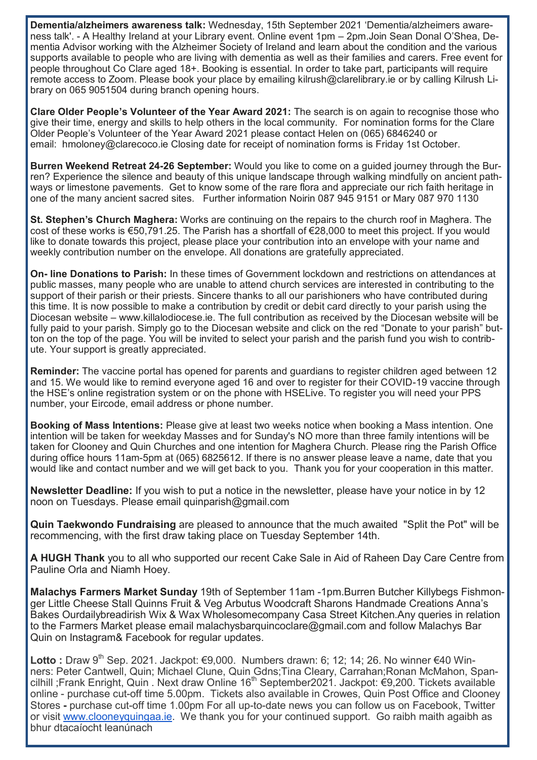**Dementia/alzheimers awareness talk:** Wednesday, 15th September 2021 'Dementia/alzheimers awareness talk'. - A Healthy Ireland at your Library event. Online event 1pm – 2pm.Join Sean Donal O'Shea, Dementia Advisor working with the Alzheimer Society of Ireland and learn about the condition and the various supports available to people who are living with dementia as well as their families and carers. Free event for people throughout Co Clare aged 18+. Booking is essential. In order to take part, participants will require remote access to Zoom. Please book your place by emailing kilrush@clarelibrary.ie or by calling Kilrush Library on 065 9051504 during branch opening hours.

**Clare Older People's Volunteer of the Year Award 2021:** The search is on again to recognise those who give their time, energy and skills to help others in the local community. For nomination forms for the Clare Older People's Volunteer of the Year Award 2021 please contact Helen on (065) 6846240 or email: hmoloney@clarecoco.ie Closing date for receipt of nomination forms is Friday 1st October.

**Burren Weekend Retreat 24-26 September:** Would you like to come on a guided journey through the Burren? Experience the silence and beauty of this unique landscape through walking mindfully on ancient pathways or limestone pavements. Get to know some of the rare flora and appreciate our rich faith heritage in one of the many ancient sacred sites. Further information Noirin 087 945 9151 or Mary 087 970 1130

**St. Stephen's Church Maghera:** Works are continuing on the repairs to the church roof in Maghera. The cost of these works is €50,791.25. The Parish has a shortfall of €28,000 to meet this project. If you would like to donate towards this project, please place your contribution into an envelope with your name and weekly contribution number on the envelope. All donations are gratefully appreciated.

**On- line Donations to Parish:** In these times of Government lockdown and restrictions on attendances at public masses, many people who are unable to attend church services are interested in contributing to the support of their parish or their priests. Sincere thanks to all our parishioners who have contributed during this time. It is now possible to make a contribution by credit or debit card directly to your parish using the Diocesan website – www.killalodiocese.ie. The full contribution as received by the Diocesan website will be fully paid to your parish. Simply go to the Diocesan website and click on the red "Donate to your parish" button on the top of the page. You will be invited to select your parish and the parish fund you wish to contribute. Your support is greatly appreciated.

**Reminder:** The vaccine portal has opened for parents and guardians to register children aged between 12 and 15. We would like to remind everyone aged 16 and over to register for their COVID-19 vaccine through the HSE's online registration system or on the phone with HSELive. To register you will need your PPS number, your Eircode, email address or phone number.

**Booking of Mass Intentions:** Please give at least two weeks notice when booking a Mass intention. One intention will be taken for weekday Masses and for Sunday's NO more than three family intentions will be taken for Clooney and Quin Churches and one intention for Maghera Church. Please ring the Parish Office during office hours 11am-5pm at (065) 6825612. If there is no answer please leave a name, date that you would like and contact number and we will get back to you. Thank you for your cooperation in this matter.

**Newsletter Deadline:** If you wish to put a notice in the newsletter, please have your notice in by 12 noon on Tuesdays. Please email quinparish@gmail.com

**Quin Taekwondo Fundraising** are pleased to announce that the much awaited "Split the Pot" will be recommencing, with the first draw taking place on Tuesday September 14th.

**A HUGH Thank** you to all who supported our recent Cake Sale in Aid of Raheen Day Care Centre from Pauline Orla and Niamh Hoey.

**Malachys Farmers Market Sunday** 19th of September 11am -1pm.Burren Butcher Killybegs Fishmonger Little Cheese Stall Quinns Fruit & Veg Arbutus Woodcraft Sharons Handmade Creations Anna's Bakes Ourdailybreadirish Wix & Wax Wholesomecompany Casa Street Kitchen.Any queries in relation to the Farmers Market please email malachysbarquincoclare@gmail.com and follow Malachys Bar Quin on Instagram& Facebook for regular updates.

**Lotto :** Draw 9th Sep. 2021. Jackpot: €9,000. Numbers drawn: 6; 12; 14; 26. No winner €40 Winners: Peter Cantwell, Quin; Michael Clune, Quin Gdns;Tina Cleary, Carrahan;Ronan McMahon, Spancilhill ;Frank Enright, Quin . Next draw Online 16th September2021. Jackpot: €9,200. Tickets available online - purchase cut-off time 5.00pm. Tickets also available in Crowes, Quin Post Office and Clooney Stores **-** purchase cut-off time 1.00pm For all up-to-date news you can follow us on Facebook, Twitter or visit www.clooneyquingaa.ie. We thank you for your continued support. Go raibh maith agaibh as bhur dtacaíocht leanúnach